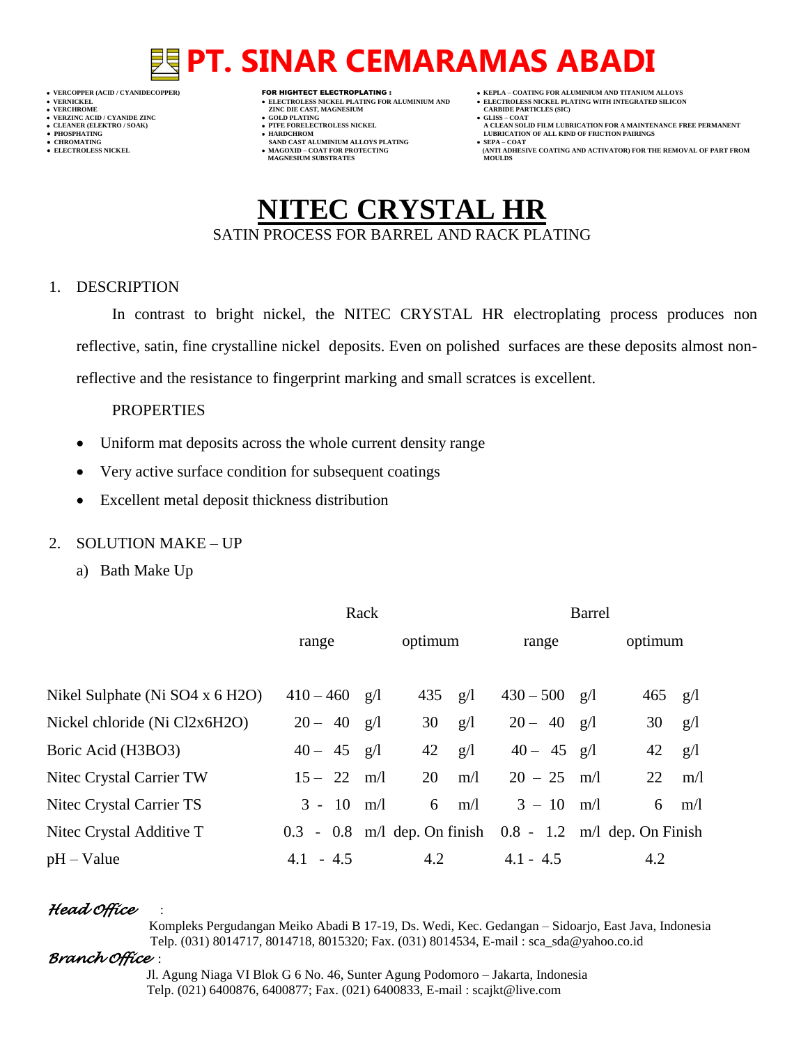# PT. SINAR CEMARAMAS ABADI

- VERCOPPER (ACID / CYANIDECOPPER)
- VERNICKEL
- VERCHROME
- VERZINC ACID / CYANIDE ZINC
- CLEANER (ELEKTRO / SOAK)
- PHOSPHATING
- CHROMATING
- ELECTROLESS NICKEL

**FOR HIGHTECT ELECTROPLATING :**

- ELECTROLESS NICKEL PLATING FOR ALUMINIUM AND ZINC DIE CAST, MAGNESIUM
- GOLD PLATING
- PTFE FORELECTROLESS NICKEL
- HARDCHROM SAND CAST ALUMINIUM ALLOYS PLATING
- MAGOXID – COAT FOR PROTECTING MAGNESIUM SUBSTRATES

- KEPLA – COATING FOR ALUMINIUM AND TITANIUM ALLOYS
- ELECTROLESS NICKEL PLATING WITH INTEGRATED SILICON CARBIDE PARTICLES (SIC)
- GLISS – COAT A CLEAN SOLID FILM LUBRICATION FOR A MAINTENANCE FREE PERMANENT LUBRICATION OF ALL KIND OF FRICTION PAIRINGS
- SEPA – COAT (ANTI ADHESIVE COATING AND ACTIVATOR) FOR THE REMOVAL OF PART FROM MOULDS

# NITEC CRYSTAL HR

SATIN PROCESS FOR BARREL AND RACK PLATING

## 1. DESCRIPTION

In contrast to bright nickel, the NITEC CRYSTAL HR electroplating process produces non reflective, satin, fine crystalline nickel deposits. Even on polished surfaces are these deposits almost non-reflective and the resistance to fingerprint marking and small scratces is excellent.

PROPERTIES

- Uniform mat deposits across the whole current density range
- Very active surface condition for subsequent coatings
- Excellent metal deposit thickness distribution

## 2. SOLUTION MAKE – UP

a) Bath Make Up

| | Rack | | Barrel | |
|---|---|---|---|---|
| | range | optimum | range | optimum |
| Nikel Sulphate ($NiSO_4 \times 6H_2O$) | 410 – 460 g/l | 435 g/l | 430 – 500 g/l | 465 g/l |
| Nickel chloride ($NiCl_2 x 6H_2O$) | 20 – 40 g/l | 30 g/l | 20 – 40 g/l | 30 g/l |
| Boric Acid ($H_3BO_3$) | 40 – 45 g/l | 42 g/l | 40 – 45 g/l | 42 g/l |
| Nitec Crystal Carrier TW | 15 – 22 m/l | 20 m/l | 20 – 25 m/l | 22 m/l |
| Nitec Crystal Carrier TS | 3 - 10 m/l | 6 m/l | 3 – 10 m/l | 6 m/l |
| Nitec Crystal Additive T | 0.3 - 0.8 m/l | dep. On finish | 0.8 - 1.2 m/l | dep. On Finish |
| pH – Value | 4.1 - 4.5 | 4.2 | 4.1 - 4.5 | 4.2 |

*Head Office* :

Kompleks Pergudangan Meiko Abadi B 17-19, Ds. Wedi, Kec. Gedangan – Sidoarjo, East Java, Indonesia
Telp. (031) 8014717, 8014718, 8015320; Fax. (031) 8014534, E-mail : sca_sda@yahoo.co.id

*Branch Office* :

Jl. Agung Niaga VI Blok G 6 No. 46, Sunter Agung Podomoro – Jakarta, Indonesia
Telp. (021) 6400876, 6400877; Fax. (021) 6400833, E-mail : scajkt@live.com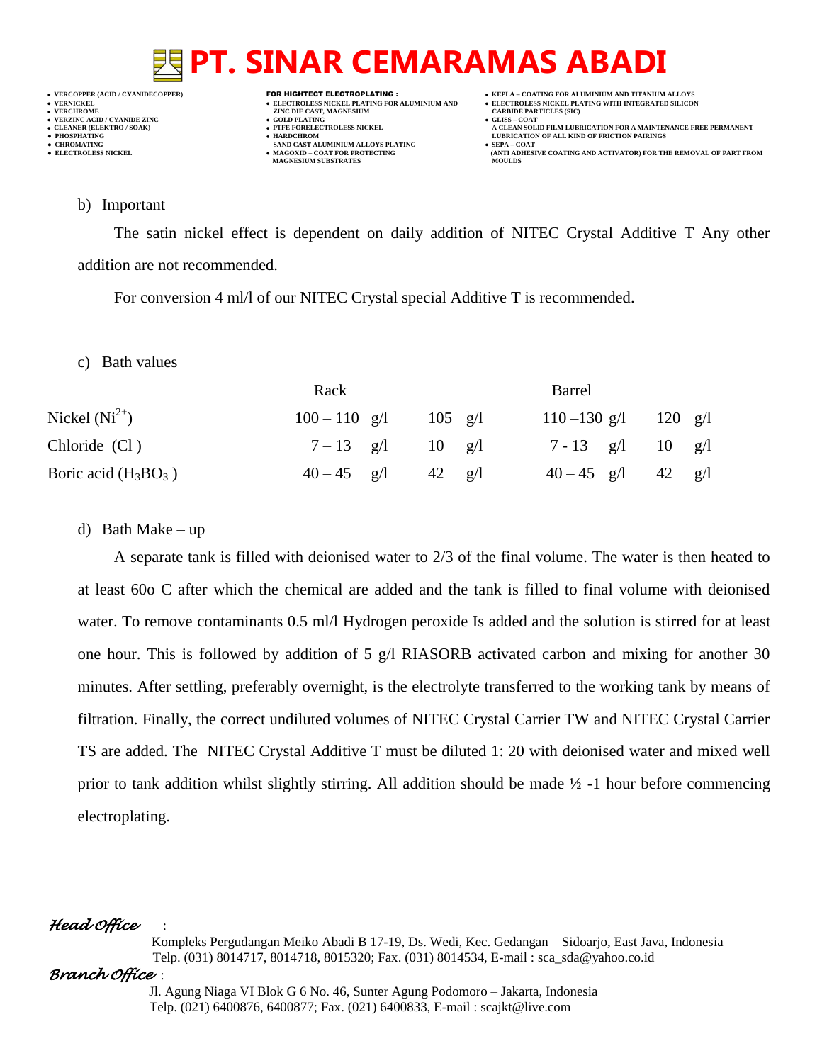b) Important

The satin nickel effect is dependent on daily addition of NITEC Crystal Additive T Any other addition are not recommended.

For conversion 4 ml/l of our NITEC Crystal special Additive T is recommended.

c) Bath values

| | Rack | | Barrel | |
|---|---|---|---|---|
| Nickel ($Ni^{2+}$) | 100 – 110 g/l | 105 g/l | 110 –130 g/l | 120 g/l |
| Chloride (Cl ) | 7 – 13 g/l | 10 g/l | 7 - 13 g/l | 10 g/l |
| Boric acid ($H_3BO_3$ ) | 40 – 45 g/l | 42 g/l | 40 – 45 g/l | 42 g/l |

d) Bath Make – up

A separate tank is filled with deionised water to 2/3 of the final volume. The water is then heated to at least 60o C after which the chemical are added and the tank is filled to final volume with deionised water. To remove contaminants 0.5 ml/l Hydrogen peroxide Is added and the solution is stirred for at least one hour. This is followed by addition of 5 g/l RIASORB activated carbon and mixing for another 30 minutes. After settling, preferably overnight, is the electrolyte transferred to the working tank by means of filtration. Finally, the correct undiluted volumes of NITEC Crystal Carrier TW and NITEC Crystal Carrier TS are added. The NITEC Crystal Additive T must be diluted 1: 20 with deionised water and mixed well prior to tank addition whilst slightly stirring. All addition should be made ½ -1 hour before commencing electroplating.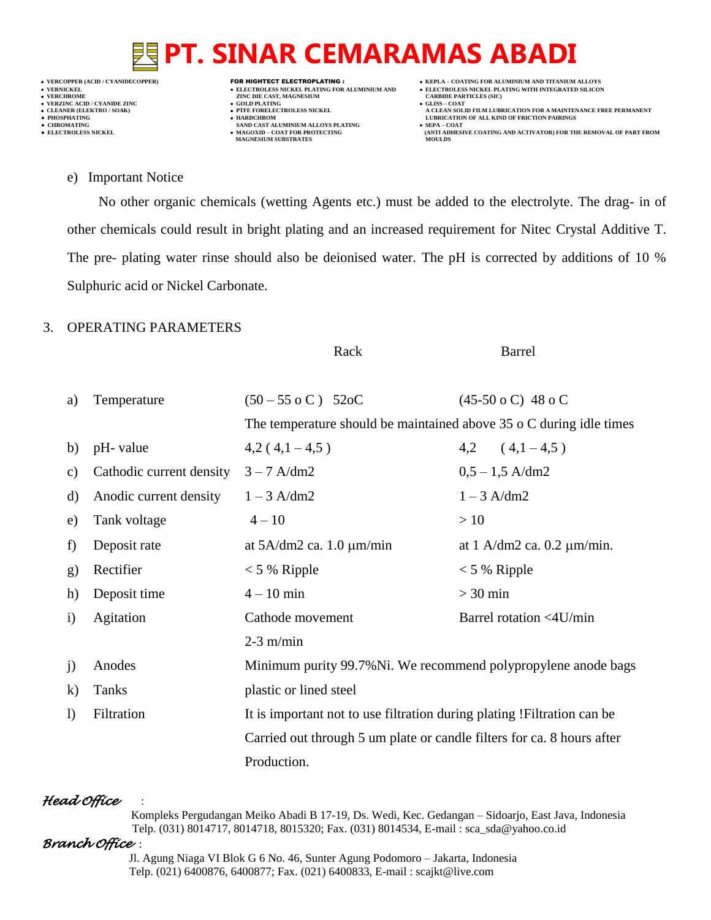e) Important Notice

No other organic chemicals (wetting Agents etc.) must be added to the electrolyte. The drag- in of other chemicals could result in bright plating and an increased requirement for Nitec Crystal Additive T. The pre- plating water rinse should also be deionised water. The pH is corrected by additions of 10 % Sulphuric acid or Nickel Carbonate.

3. OPERATING PARAMETERS

| | | Rack | Barrel |
|---|---|---|---|
| a) | Temperature | (50 – 55 o C ) 52oC | (45-50 o C) 48 o C |
| | | The temperature should be maintained above 35 o C during idle times | |
| b) | pH- value | 4,2 ( 4,1 – 4,5 ) | 4,2 ( 4,1 – 4,5 ) |
| c) | Cathodic current density | 3 – 7 A/dm2 | 0,5 – 1,5 A/dm2 |
| d) | Anodic current density | 1 – 3 A/dm2 | 1 – 3 A/dm2 |
| e) | Tank voltage | 4 – 10 | > 10 |
| f) | Deposit rate | at 5A/dm2 ca. 1.0 μm/min | at 1 A/dm2 ca. 0.2 μm/min. |
| g) | Rectifier | < 5 % Ripple | < 5 % Ripple |
| h) | Deposit time | 4 – 10 min | > 30 min |
| i) | Agitation | Cathode movement 2-3 m/min | Barrel rotation <4U/min |
| j) | Anodes | Minimum purity 99.7%Ni. We recommend polypropylene anode bags | |
| k) | Tanks | plastic or lined steel | |
| l) | Filtration | It is important not to use filtration during plating !Filtration can be Carried out through 5 um plate or candle filters for ca. 8 hours after Production. | |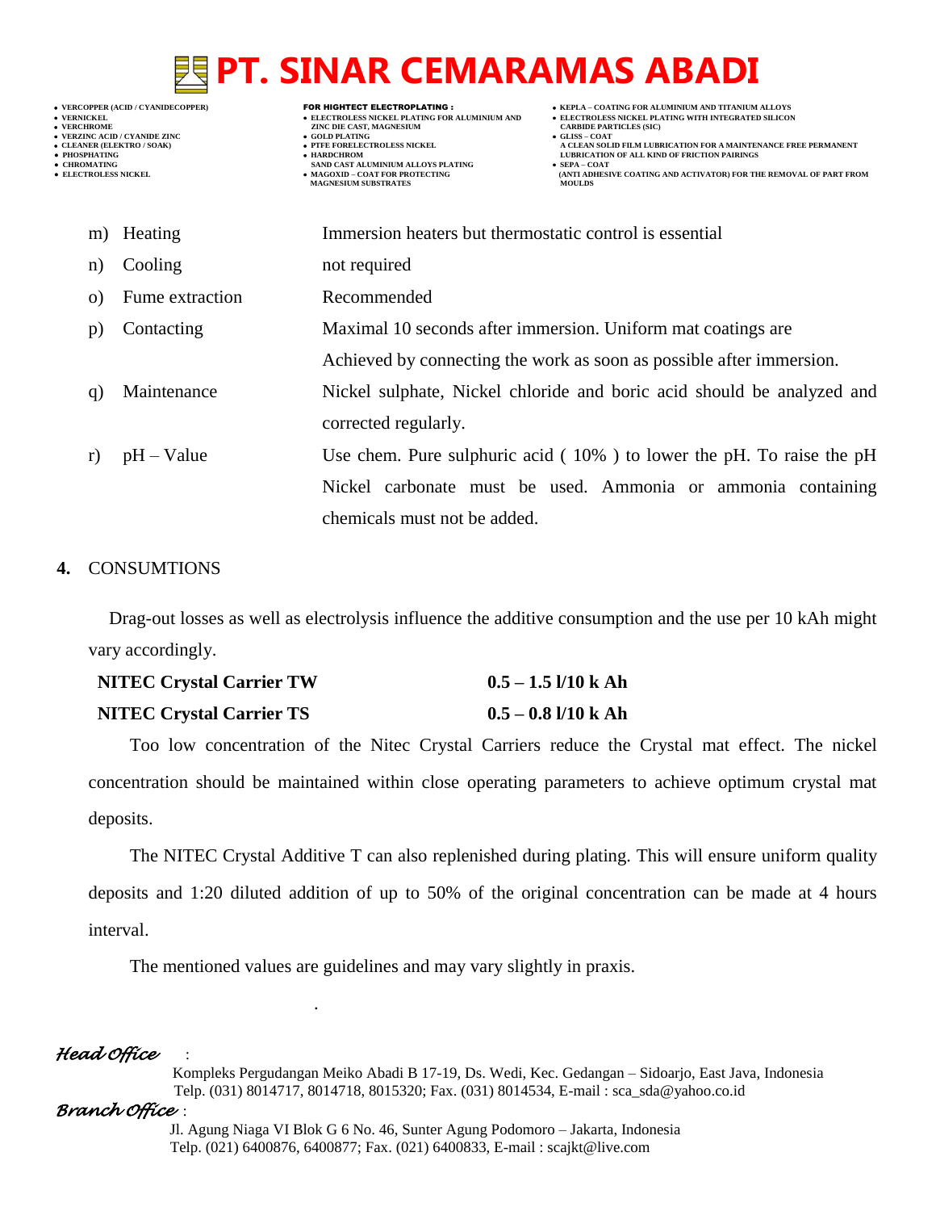m) Heating — Immersion heaters but thermostatic control is essential

n) Cooling — not required

o) Fume extraction — Recommended

p) Contacting — Maximal 10 seconds after immersion. Uniform mat coatings are Achieved by connecting the work as soon as possible after immersion.

q) Maintenance — Nickel sulphate, Nickel chloride and boric acid should be analyzed and corrected regularly.

r) pH – Value — Use chem. Pure sulphuric acid ( 10% ) to lower the pH. To raise the pH Nickel carbonate must be used. Ammonia or ammonia containing chemicals must not be added.

## 4. CONSUMTIONS

Drag-out losses as well as electrolysis influence the additive consumption and the use per 10 kAh might vary accordingly.

| | |
|---|---|
| **NITEC Crystal Carrier TW** | **0.5 – 1.5 l/10 k Ah** |
| **NITEC Crystal Carrier TS** | **0.5 – 0.8 l/10 k Ah** |

Too low concentration of the Nitec Crystal Carriers reduce the Crystal mat effect. The nickel concentration should be maintained within close operating parameters to achieve optimum crystal mat deposits.

The NITEC Crystal Additive T can also replenished during plating. This will ensure uniform quality deposits and 1:20 diluted addition of up to 50% of the original concentration can be made at 4 hours interval.

The mentioned values are guidelines and may vary slightly in praxis.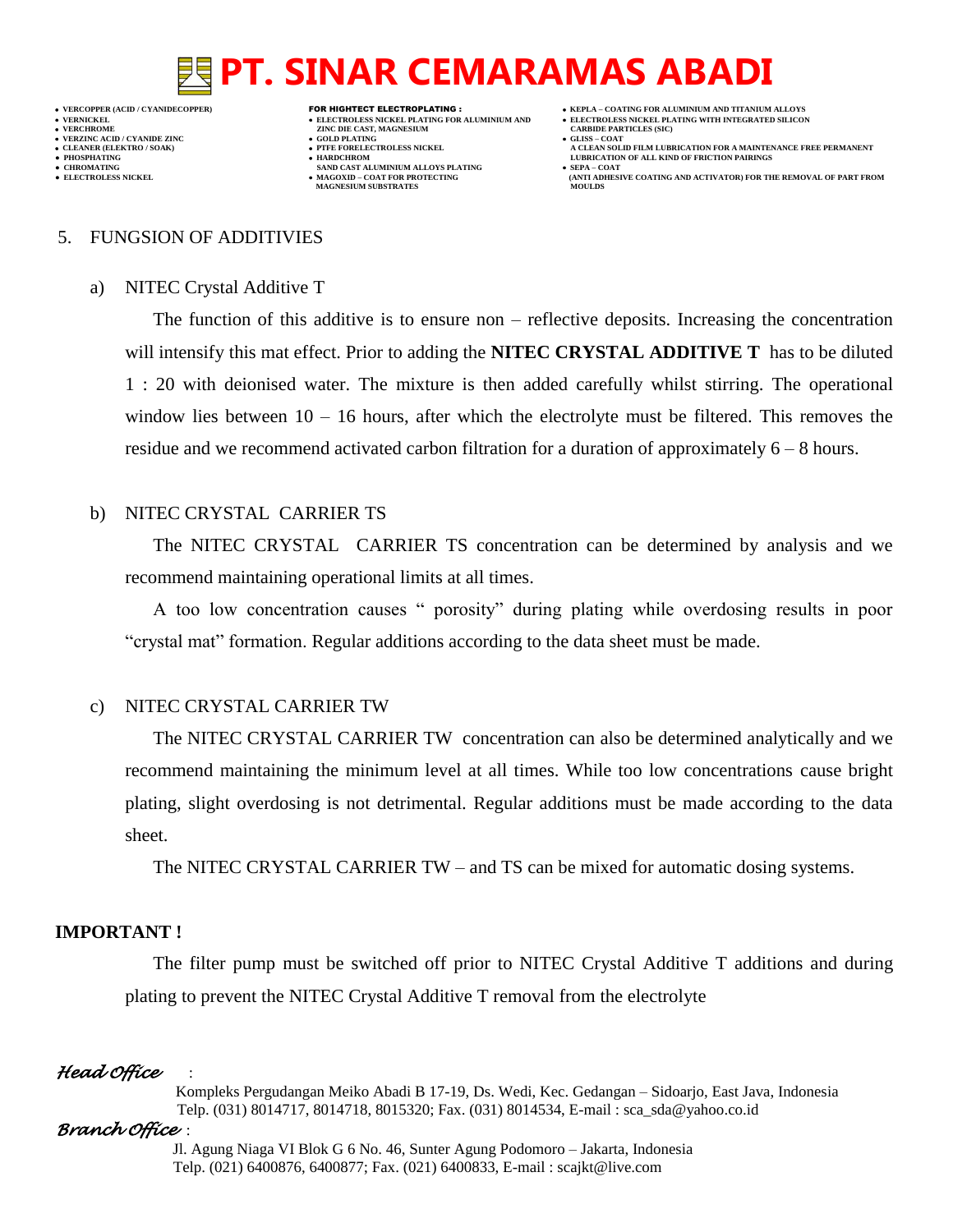## 5. FUNGSION OF ADDITIVIES

### a) NITEC Crystal Additive T

The function of this additive is to ensure non – reflective deposits. Increasing the concentration will intensify this mat effect. Prior to adding the **NITEC CRYSTAL ADDITIVE T** has to be diluted 1 : 20 with deionised water. The mixture is then added carefully whilst stirring. The operational window lies between 10 – 16 hours, after which the electrolyte must be filtered. This removes the residue and we recommend activated carbon filtration for a duration of approximately 6 – 8 hours.

### b) NITEC CRYSTAL CARRIER TS

The NITEC CRYSTAL CARRIER TS concentration can be determined by analysis and we recommend maintaining operational limits at all times.

A too low concentration causes " porosity" during plating while overdosing results in poor "crystal mat" formation. Regular additions according to the data sheet must be made.

### c) NITEC CRYSTAL CARRIER TW

The NITEC CRYSTAL CARRIER TW concentration can also be determined analytically and we recommend maintaining the minimum level at all times. While too low concentrations cause bright plating, slight overdosing is not detrimental. Regular additions must be made according to the data sheet.

The NITEC CRYSTAL CARRIER TW – and TS can be mixed for automatic dosing systems.

**IMPORTANT !**

The filter pump must be switched off prior to NITEC Crystal Additive T additions and during plating to prevent the NITEC Crystal Additive T removal from the electrolyte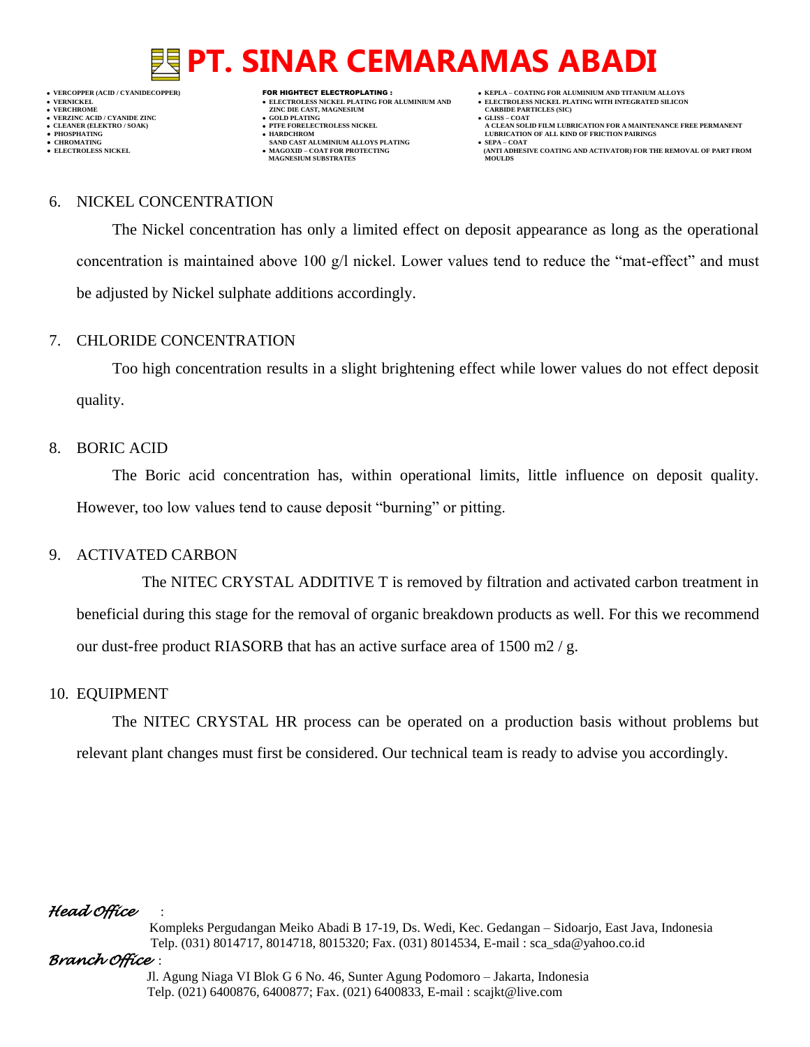6. NICKEL CONCENTRATION

The Nickel concentration has only a limited effect on deposit appearance as long as the operational concentration is maintained above 100 g/l nickel. Lower values tend to reduce the “mat-effect” and must be adjusted by Nickel sulphate additions accordingly.

7. CHLORIDE CONCENTRATION

Too high concentration results in a slight brightening effect while lower values do not effect deposit quality.

8. BORIC ACID

The Boric acid concentration has, within operational limits, little influence on deposit quality. However, too low values tend to cause deposit “burning” or pitting.

9. ACTIVATED CARBON

The NITEC CRYSTAL ADDITIVE T is removed by filtration and activated carbon treatment in beneficial during this stage for the removal of organic breakdown products as well. For this we recommend our dust-free product RIASORB that has an active surface area of 1500 m2 / g.

10. EQUIPMENT

The NITEC CRYSTAL HR process can be operated on a production basis without problems but relevant plant changes must first be considered. Our technical team is ready to advise you accordingly.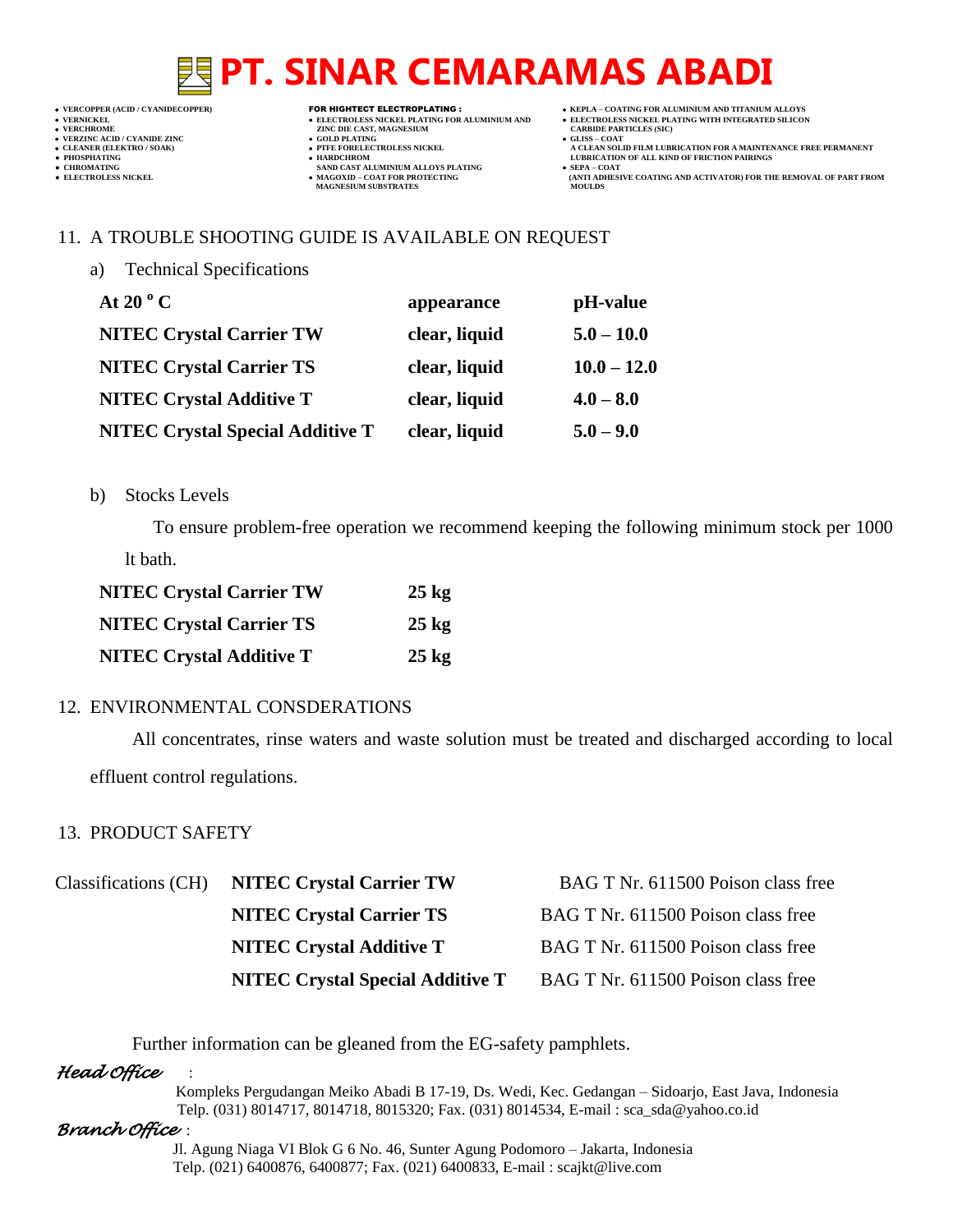## 11. A TROUBLE SHOOTING GUIDE IS AVAILABLE ON REQUEST

a) Technical Specifications

| At 20 $^{o}$ C | appearance | pH-value |
|---|---|---|
| **NITEC Crystal Carrier TW** | **clear, liquid** | **5.0 – 10.0** |
| **NITEC Crystal Carrier TS** | **clear, liquid** | **10.0 – 12.0** |
| **NITEC Crystal Additive T** | **clear, liquid** | **4.0 – 8.0** |
| **NITEC Crystal Special Additive T** | **clear, liquid** | **5.0 – 9.0** |

b) Stocks Levels

To ensure problem-free operation we recommend keeping the following minimum stock per 1000 lt bath.

| | |
|---|---|
| **NITEC Crystal Carrier TW** | **25 kg** |
| **NITEC Crystal Carrier TS** | **25 kg** |
| **NITEC Crystal Additive T** | **25 kg** |

## 12. ENVIRONMENTAL CONSDERATIONS

All concentrates, rinse waters and waste solution must be treated and discharged according to local effluent control regulations.

## 13. PRODUCT SAFETY

| Classifications (CH) | | |
|---|---|---|
| | **NITEC Crystal Carrier TW** | BAG T Nr. 611500 Poison class free |
| | **NITEC Crystal Carrier TS** | BAG T Nr. 611500 Poison class free |
| | **NITEC Crystal Additive T** | BAG T Nr. 611500 Poison class free |
| | **NITEC Crystal Special Additive T** | BAG T Nr. 611500 Poison class free |

Further information can be gleaned from the EG-safety pamphlets.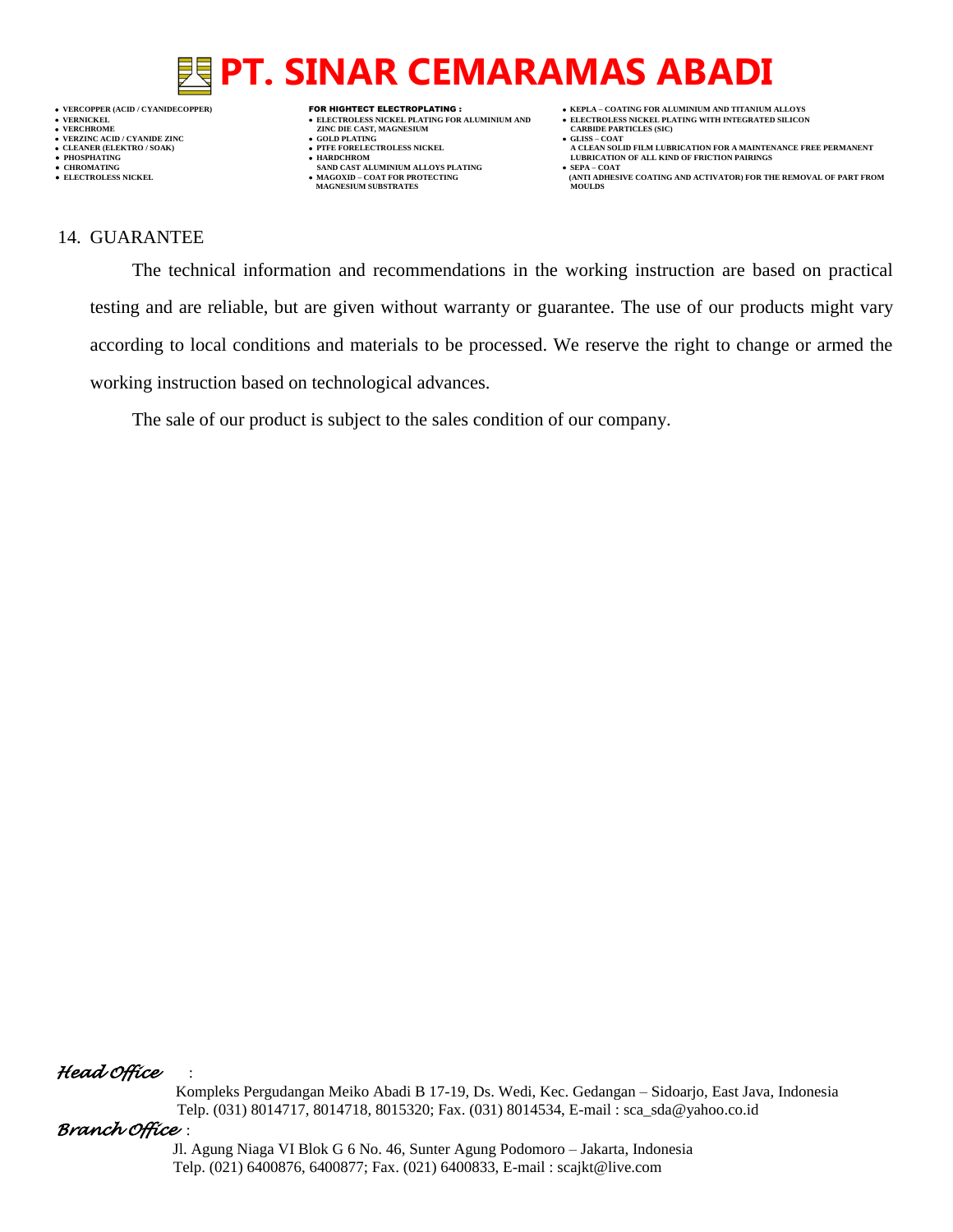## 14. GUARANTEE

The technical information and recommendations in the working instruction are based on practical testing and are reliable, but are given without warranty or guarantee. The use of our products might vary according to local conditions and materials to be processed. We reserve the right to change or armed the working instruction based on technological advances.

The sale of our product is subject to the sales condition of our company.